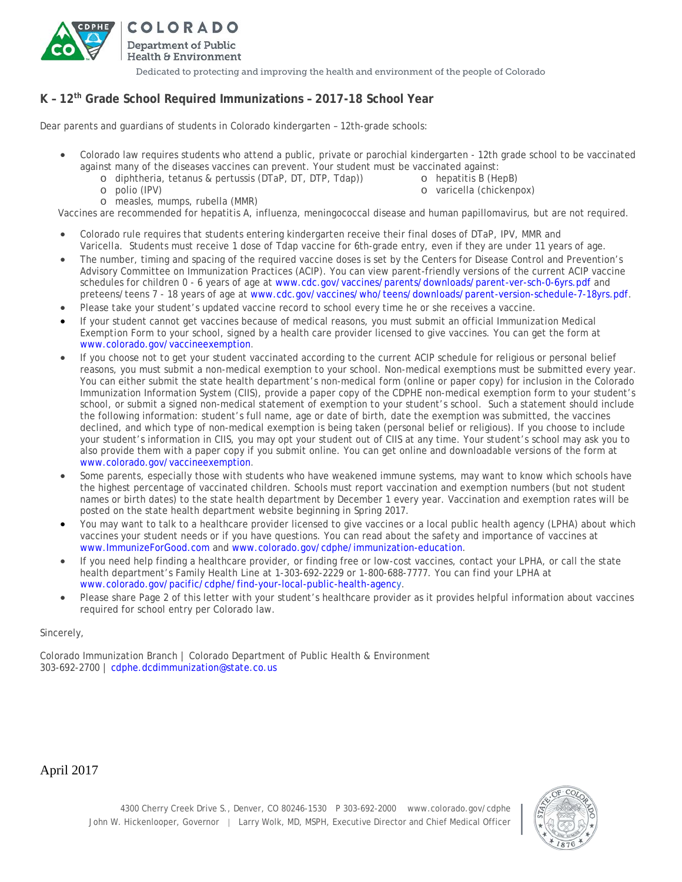COLORADO

Department of Public Health & Environment

Dedicated to protecting and improving the health and environment of the people of Colorado

## K – 12th Grade School Required Immunizations – 2017-18 School Year

Dear parents and guardians of students in Colorado kindergarten – 12th-grade schools:

- Colorado law requires students who attend a public, private or parochial kindergarten - 12th grade school to be vaccinated against many of the diseases vaccines can prevent. Your student must be vaccinated against:
  - diphtheria, tetanus & pertussis (DTaP, DT, DTP, Tdap))
  - polio (IPV)
  - measles, mumps, rubella (MMR)
  - hepatitis B (HepB)
  - varicella (chickenpox)

Vaccines are recommended for hepatitis A, influenza, meningococcal disease and human papillomavirus, but are not required.

- Colorado rule requires that students entering kindergarten receive their final doses of DTaP, IPV, MMR and Varicella. Students must receive 1 dose of Tdap vaccine for 6th-grade entry, even if they are under 11 years of age.
- The number, timing and spacing of the required vaccine doses is set by the Centers for Disease Control and Prevention's Advisory Committee on Immunization Practices (ACIP). You can view parent-friendly versions of the current ACIP vaccine schedules for children 0 - 6 years of age at www.cdc.gov/vaccines/parents/downloads/parent-ver-sch-0-6yrs.pdf and preteens/teens 7 - 18 years of age at www.cdc.gov/vaccines/who/teens/downloads/parent-version-schedule-7-18yrs.pdf.
- Please take your student's updated vaccine record to school every time he or she receives a vaccine.
- If your student cannot get vaccines because of medical reasons, you must submit an official Immunization Medical Exemption Form to your school, signed by a health care provider licensed to give vaccines. You can get the form at www.colorado.gov/vaccineexemption.
- If you choose not to get your student vaccinated according to the current ACIP schedule for religious or personal belief reasons, you must submit a non-medical exemption to your school. Non-medical exemptions must be submitted every year. You can either submit the state health department's non-medical form (online or paper copy) for inclusion in the Colorado Immunization Information System (CIIS), provide a paper copy of the CDPHE non-medical exemption form to your student's school, or submit a signed non-medical statement of exemption to your student's school. Such a statement should include the following information: student's full name, age or date of birth, date the exemption was submitted, the vaccines declined, and which type of non-medical exemption is being taken (personal belief or religious). If you choose to include your student's information in CIIS, you may opt your student out of CIIS at any time. Your student's school may ask you to also provide them with a paper copy if you submit online. You can get online and downloadable versions of the form at www.colorado.gov/vaccineexemption.
- Some parents, especially those with students who have weakened immune systems, may want to know which schools have the highest percentage of vaccinated children. Schools must report vaccination and exemption numbers (but not student names or birth dates) to the state health department by December 1 every year. Vaccination and exemption rates will be posted on the state health department website beginning in Spring 2017.
- You may want to talk to a healthcare provider licensed to give vaccines or a local public health agency (LPHA) about which vaccines your student needs or if you have questions. You can read about the safety and importance of vaccines at www.ImmunizeForGood.com and www.colorado.gov/cdphe/immunization-education.
- If you need help finding a healthcare provider, or finding free or low-cost vaccines, contact your LPHA, or call the state health department's Family Health Line at 1-303-692-2229 or 1-800-688-7777. You can find your LPHA at www.colorado.gov/pacific/cdphe/find-your-local-public-health-agency.
- Please share Page 2 of this letter with your student's healthcare provider as it provides helpful information about vaccines required for school entry per Colorado law.

Sincerely,

Colorado Immunization Branch | Colorado Department of Public Health & Environment
303-692-2700 | cdphe.dcdimmunization@state.co.us

April 2017

4300 Cherry Creek Drive S., Denver, CO 80246-1530 P 303-692-2000 www.colorado.gov/cdphe
John W. Hickenlooper, Governor | Larry Wolk, MD, MSPH, Executive Director and Chief Medical Officer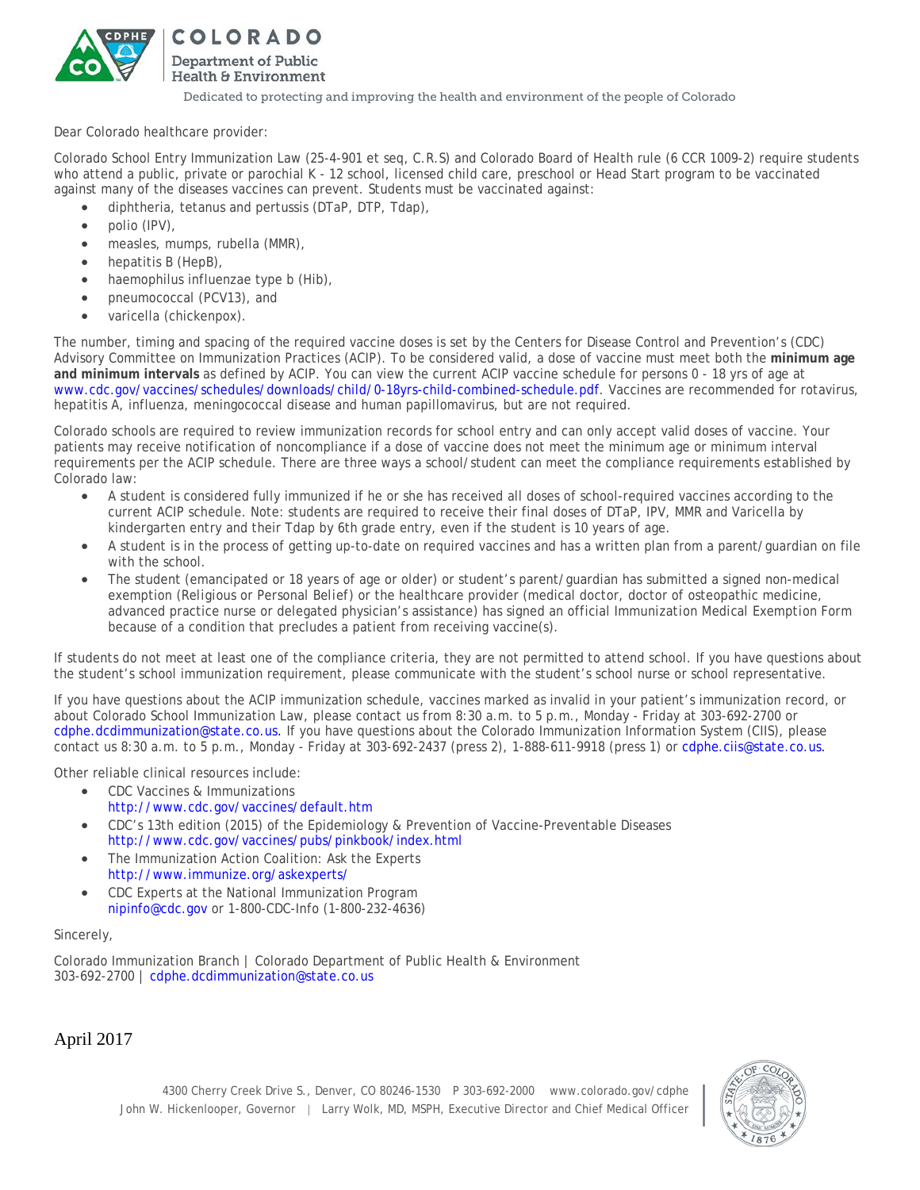COLORADO

Department of Public Health & Environment

Dedicated to protecting and improving the health and environment of the people of Colorado

Dear Colorado healthcare provider:

Colorado School Entry Immunization Law (25-4-901 et seq, C.R.S) and Colorado Board of Health rule (6 CCR 1009-2) require students who attend a public, private or parochial K - 12 school, licensed child care, preschool or Head Start program to be vaccinated against many of the diseases vaccines can prevent. Students must be vaccinated against:

- diphtheria, tetanus and pertussis (DTaP, DTP, Tdap),
- polio (IPV),
- measles, mumps, rubella (MMR),
- hepatitis B (HepB),
- haemophilus influenzae type b (Hib),
- pneumococcal (PCV13), and
- varicella (chickenpox).

The number, timing and spacing of the required vaccine doses is set by the Centers for Disease Control and Prevention's (CDC) Advisory Committee on Immunization Practices (ACIP). To be considered valid, a dose of vaccine must meet both the **minimum age and minimum intervals** as defined by ACIP. You can view the current ACIP vaccine schedule for persons 0 - 18 yrs of age at www.cdc.gov/vaccines/schedules/downloads/child/0-18yrs-child-combined-schedule.pdf. Vaccines are recommended for rotavirus, hepatitis A, influenza, meningococcal disease and human papillomavirus, but are not required.

Colorado schools are required to review immunization records for school entry and can only accept valid doses of vaccine. Your patients may receive notification of noncompliance if a dose of vaccine does not meet the minimum age or minimum interval requirements per the ACIP schedule. There are three ways a school/student can meet the compliance requirements established by Colorado law:

- A student is considered fully immunized if he or she has received all doses of school-required vaccines according to the current ACIP schedule. Note: students are required to receive their final doses of DTaP, IPV, MMR and Varicella by kindergarten entry and their Tdap by 6th grade entry, even if the student is 10 years of age.
- A student is in the process of getting up-to-date on required vaccines and has a written plan from a parent/guardian on file with the school.
- The student (emancipated or 18 years of age or older) or student's parent/guardian has submitted a signed non-medical exemption (Religious or Personal Belief) or the healthcare provider (medical doctor, doctor of osteopathic medicine, advanced practice nurse or delegated physician's assistance) has signed an official Immunization Medical Exemption Form because of a condition that precludes a patient from receiving vaccine(s).

If students do not meet at least one of the compliance criteria, they are not permitted to attend school. If you have questions about the student's school immunization requirement, please communicate with the student's school nurse or school representative.

If you have questions about the ACIP immunization schedule, vaccines marked as invalid in your patient's immunization record, or about Colorado School Immunization Law, please contact us from 8:30 a.m. to 5 p.m., Monday - Friday at 303-692-2700 or cdphe.dcdimmunization@state.co.us. If you have questions about the Colorado Immunization Information System (CIIS), please contact us 8:30 a.m. to 5 p.m., Monday - Friday at 303-692-2437 (press 2), 1-888-611-9918 (press 1) or cdphe.ciis@state.co.us.

Other reliable clinical resources include:

- CDC Vaccines & Immunizations
  http://www.cdc.gov/vaccines/default.htm
- CDC's 13th edition (2015) of the Epidemiology & Prevention of Vaccine-Preventable Diseases
  http://www.cdc.gov/vaccines/pubs/pinkbook/index.html
- The Immunization Action Coalition: Ask the Experts
  http://www.immunize.org/askexperts/
- CDC Experts at the National Immunization Program
  nipinfo@cdc.gov or 1-800-CDC-Info (1-800-232-4636)

Sincerely,

Colorado Immunization Branch | Colorado Department of Public Health & Environment
303-692-2700 | cdphe.dcdimmunization@state.co.us

April 2017

4300 Cherry Creek Drive S., Denver, CO 80246-1530 P 303-692-2000 www.colorado.gov/cdphe
John W. Hickenlooper, Governor | Larry Wolk, MD, MSPH, Executive Director and Chief Medical Officer